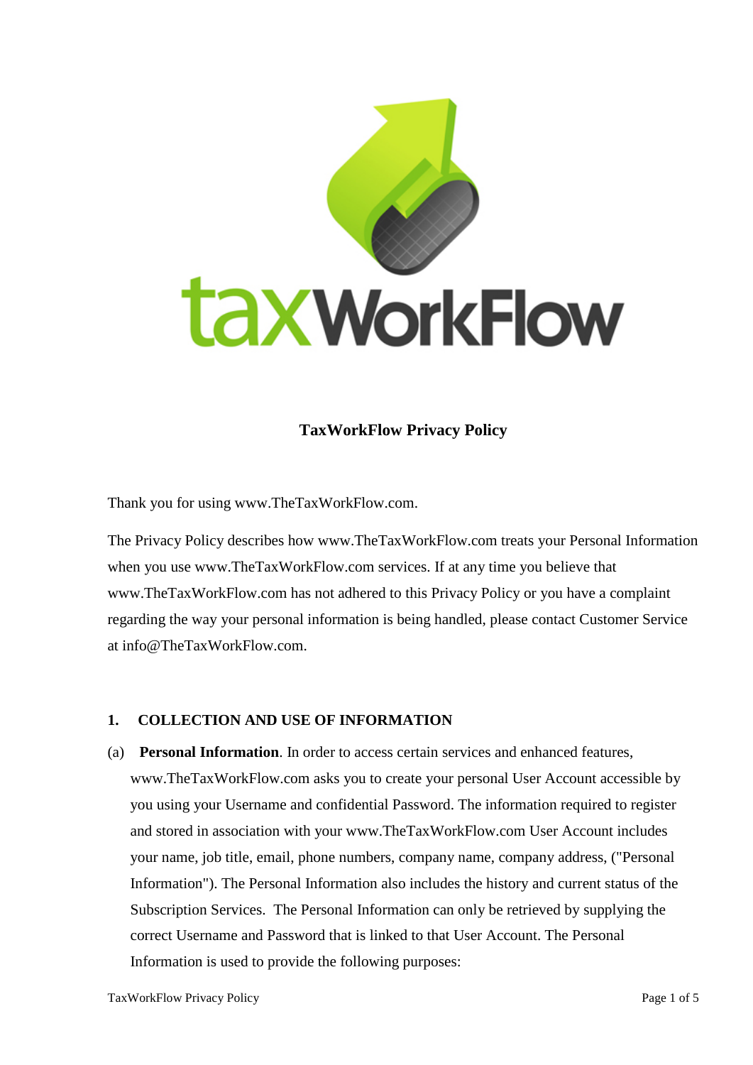# TaxWorkFlow Privacy Policy

Thank you for using www.TheTaxWorkFlow.com.

The Privacy Policy describes how www.TheTaxWorkFlow.com treats your Personal Information when you use www.TheTaxWorkFlow.com services. If at any time you believe that www.TheTaxWorkFlow.com has not adhered to this Privacy Policy or you have a complaint regarding the way your personal information is being handled, please contact Customer Service at info@TheTaxWorkFlow.com.

## 1. COLLECTION AND USE OF INFORMATION

(a) **Personal Information**. In order to access certain services and enhanced features, www.TheTaxWorkFlow.com asks you to create your personal User Account accessible by you using your Username and confidential Password. The information required to register and stored in association with your www.TheTaxWorkFlow.com User Account includes your name, job title, email, phone numbers, company name, company address, ("Personal Information"). The Personal Information also includes the history and current status of the Subscription Services. The Personal Information can only be retrieved by supplying the correct Username and Password that is linked to that User Account. The Personal Information is used to provide the following purposes: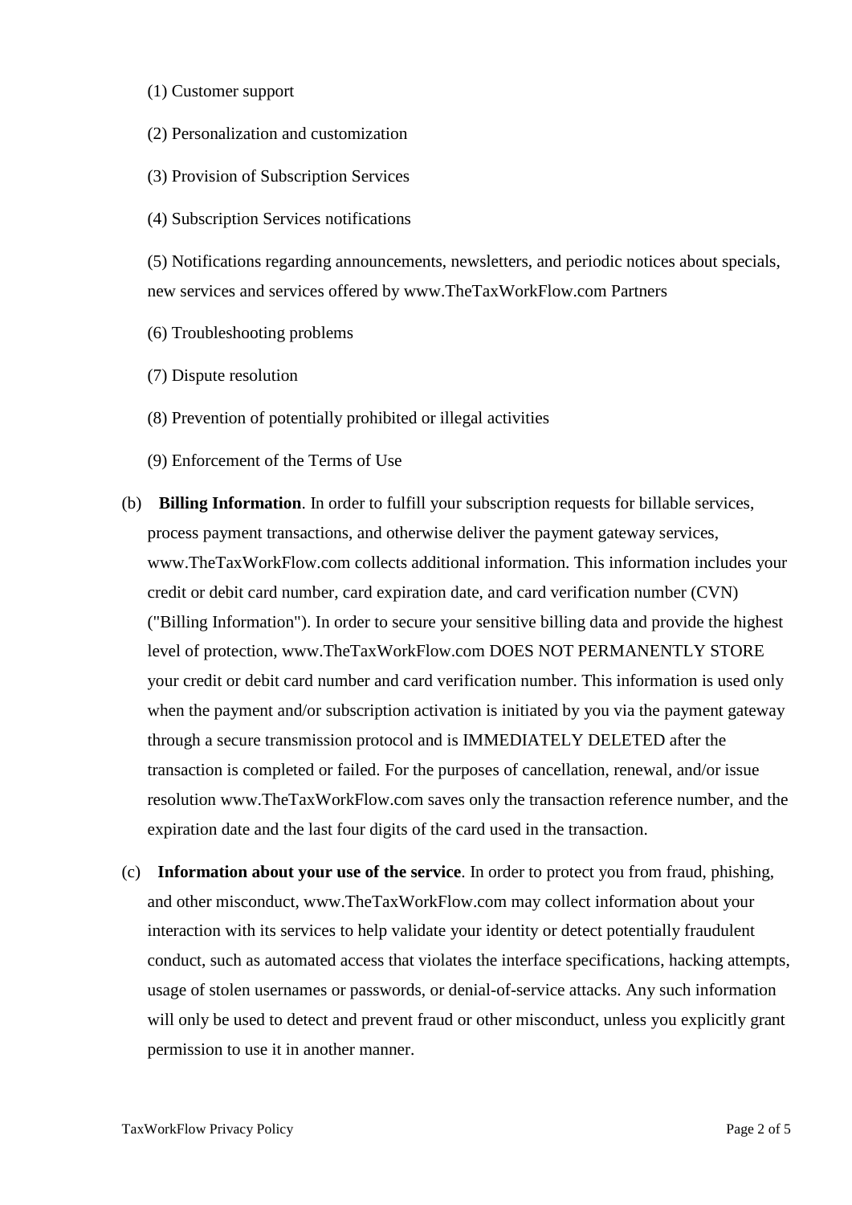(1) Customer support

(2) Personalization and customization

(3) Provision of Subscription Services

(4) Subscription Services notifications

(5) Notifications regarding announcements, newsletters, and periodic notices about specials, new services and services offered by www.TheTaxWorkFlow.com Partners

(6) Troubleshooting problems

(7) Dispute resolution

(8) Prevention of potentially prohibited or illegal activities

(9) Enforcement of the Terms of Use

(b) **Billing Information**. In order to fulfill your subscription requests for billable services, process payment transactions, and otherwise deliver the payment gateway services, www.TheTaxWorkFlow.com collects additional information. This information includes your credit or debit card number, card expiration date, and card verification number (CVN) ("Billing Information"). In order to secure your sensitive billing data and provide the highest level of protection, www.TheTaxWorkFlow.com DOES NOT PERMANENTLY STORE your credit or debit card number and card verification number. This information is used only when the payment and/or subscription activation is initiated by you via the payment gateway through a secure transmission protocol and is IMMEDIATELY DELETED after the transaction is completed or failed. For the purposes of cancellation, renewal, and/or issue resolution www.TheTaxWorkFlow.com saves only the transaction reference number, and the expiration date and the last four digits of the card used in the transaction.

(c) **Information about your use of the service**. In order to protect you from fraud, phishing, and other misconduct, www.TheTaxWorkFlow.com may collect information about your interaction with its services to help validate your identity or detect potentially fraudulent conduct, such as automated access that violates the interface specifications, hacking attempts, usage of stolen usernames or passwords, or denial-of-service attacks. Any such information will only be used to detect and prevent fraud or other misconduct, unless you explicitly grant permission to use it in another manner.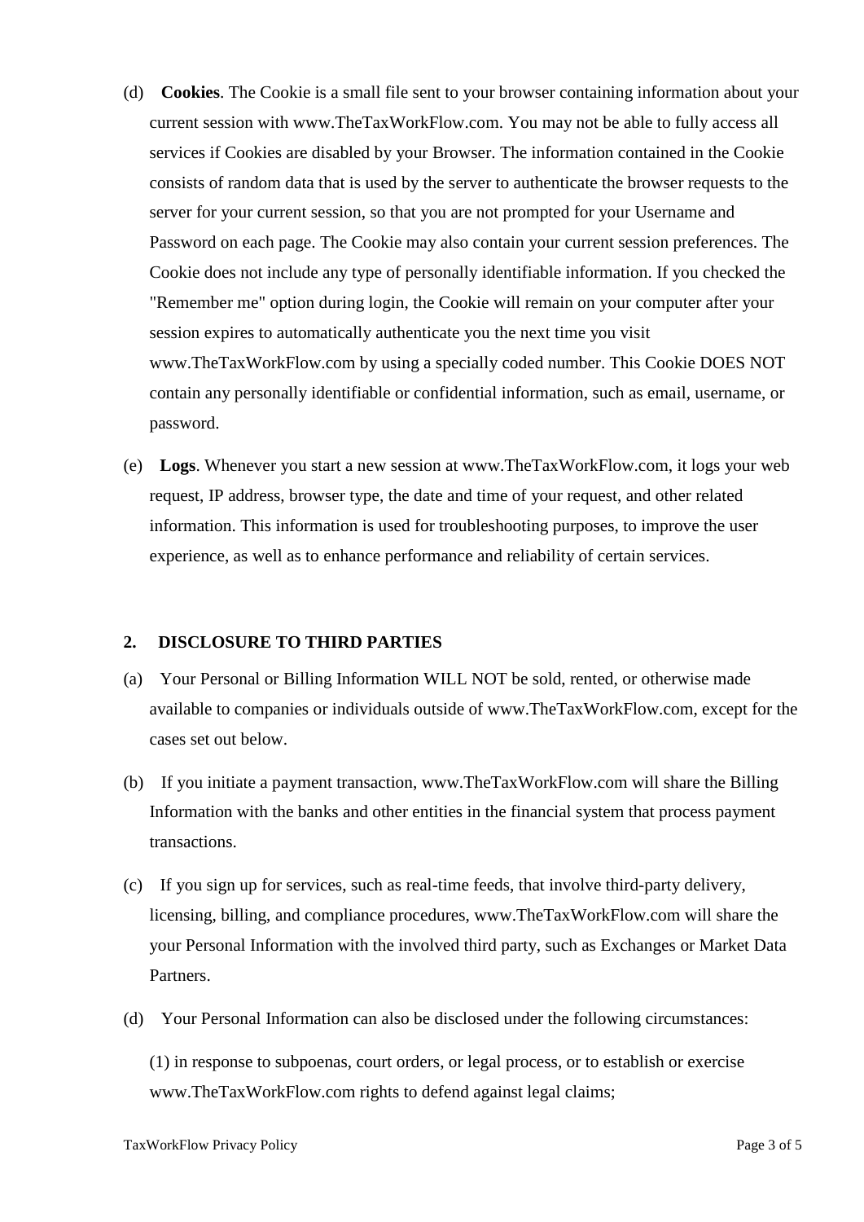(d) **Cookies**. The Cookie is a small file sent to your browser containing information about your current session with www.TheTaxWorkFlow.com. You may not be able to fully access all services if Cookies are disabled by your Browser. The information contained in the Cookie consists of random data that is used by the server to authenticate the browser requests to the server for your current session, so that you are not prompted for your Username and Password on each page. The Cookie may also contain your current session preferences. The Cookie does not include any type of personally identifiable information. If you checked the "Remember me" option during login, the Cookie will remain on your computer after your session expires to automatically authenticate you the next time you visit www.TheTaxWorkFlow.com by using a specially coded number. This Cookie DOES NOT contain any personally identifiable or confidential information, such as email, username, or password.

(e) **Logs**. Whenever you start a new session at www.TheTaxWorkFlow.com, it logs your web request, IP address, browser type, the date and time of your request, and other related information. This information is used for troubleshooting purposes, to improve the user experience, as well as to enhance performance and reliability of certain services.

## 2. DISCLOSURE TO THIRD PARTIES

(a) Your Personal or Billing Information WILL NOT be sold, rented, or otherwise made available to companies or individuals outside of www.TheTaxWorkFlow.com, except for the cases set out below.

(b) If you initiate a payment transaction, www.TheTaxWorkFlow.com will share the Billing Information with the banks and other entities in the financial system that process payment transactions.

(c) If you sign up for services, such as real-time feeds, that involve third-party delivery, licensing, billing, and compliance procedures, www.TheTaxWorkFlow.com will share the your Personal Information with the involved third party, such as Exchanges or Market Data Partners.

(d) Your Personal Information can also be disclosed under the following circumstances:

(1) in response to subpoenas, court orders, or legal process, or to establish or exercise www.TheTaxWorkFlow.com rights to defend against legal claims;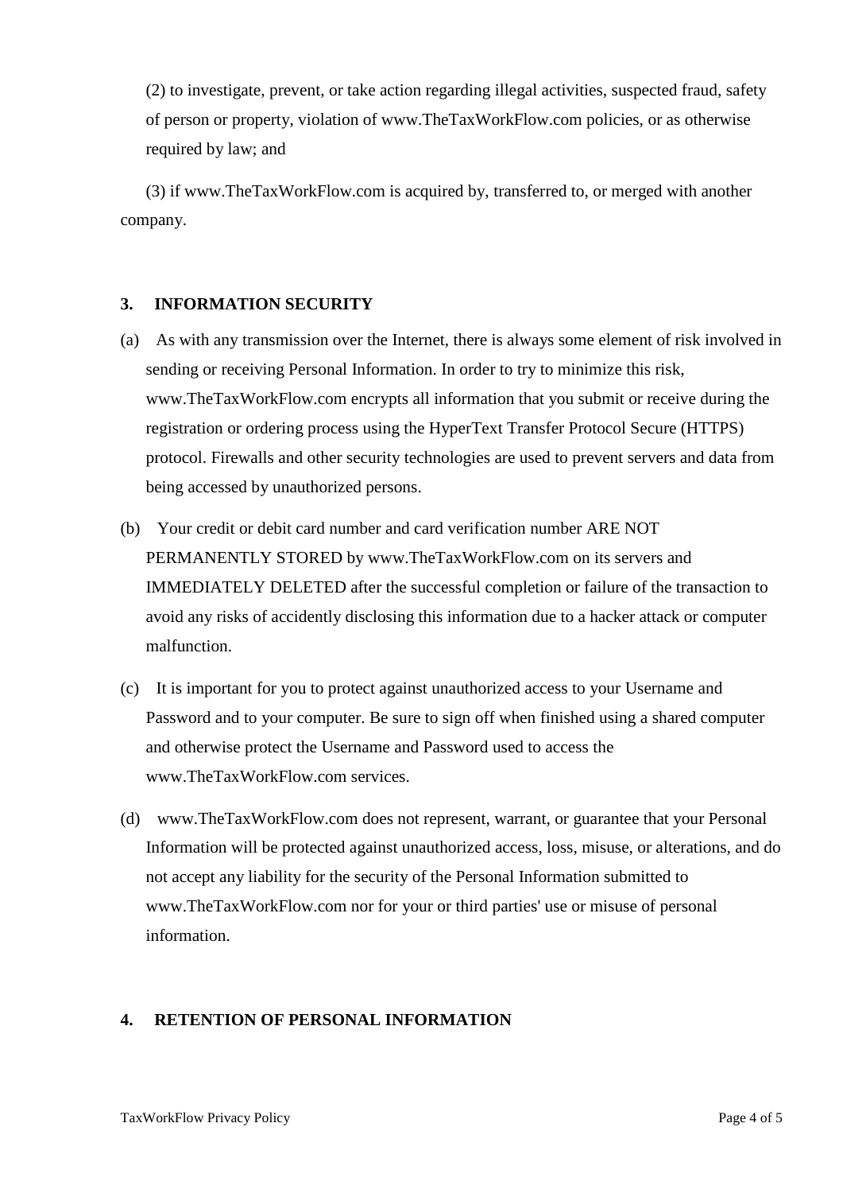(2) to investigate, prevent, or take action regarding illegal activities, suspected fraud, safety of person or property, violation of www.TheTaxWorkFlow.com policies, or as otherwise required by law; and

(3) if www.TheTaxWorkFlow.com is acquired by, transferred to, or merged with another company.

## 3. INFORMATION SECURITY

(a) As with any transmission over the Internet, there is always some element of risk involved in sending or receiving Personal Information. In order to try to minimize this risk, www.TheTaxWorkFlow.com encrypts all information that you submit or receive during the registration or ordering process using the HyperText Transfer Protocol Secure (HTTPS) protocol. Firewalls and other security technologies are used to prevent servers and data from being accessed by unauthorized persons.

(b) Your credit or debit card number and card verification number ARE NOT PERMANENTLY STORED by www.TheTaxWorkFlow.com on its servers and IMMEDIATELY DELETED after the successful completion or failure of the transaction to avoid any risks of accidently disclosing this information due to a hacker attack or computer malfunction.

(c) It is important for you to protect against unauthorized access to your Username and Password and to your computer. Be sure to sign off when finished using a shared computer and otherwise protect the Username and Password used to access the www.TheTaxWorkFlow.com services.

(d) www.TheTaxWorkFlow.com does not represent, warrant, or guarantee that your Personal Information will be protected against unauthorized access, loss, misuse, or alterations, and do not accept any liability for the security of the Personal Information submitted to www.TheTaxWorkFlow.com nor for your or third parties' use or misuse of personal information.

## 4. RETENTION OF PERSONAL INFORMATION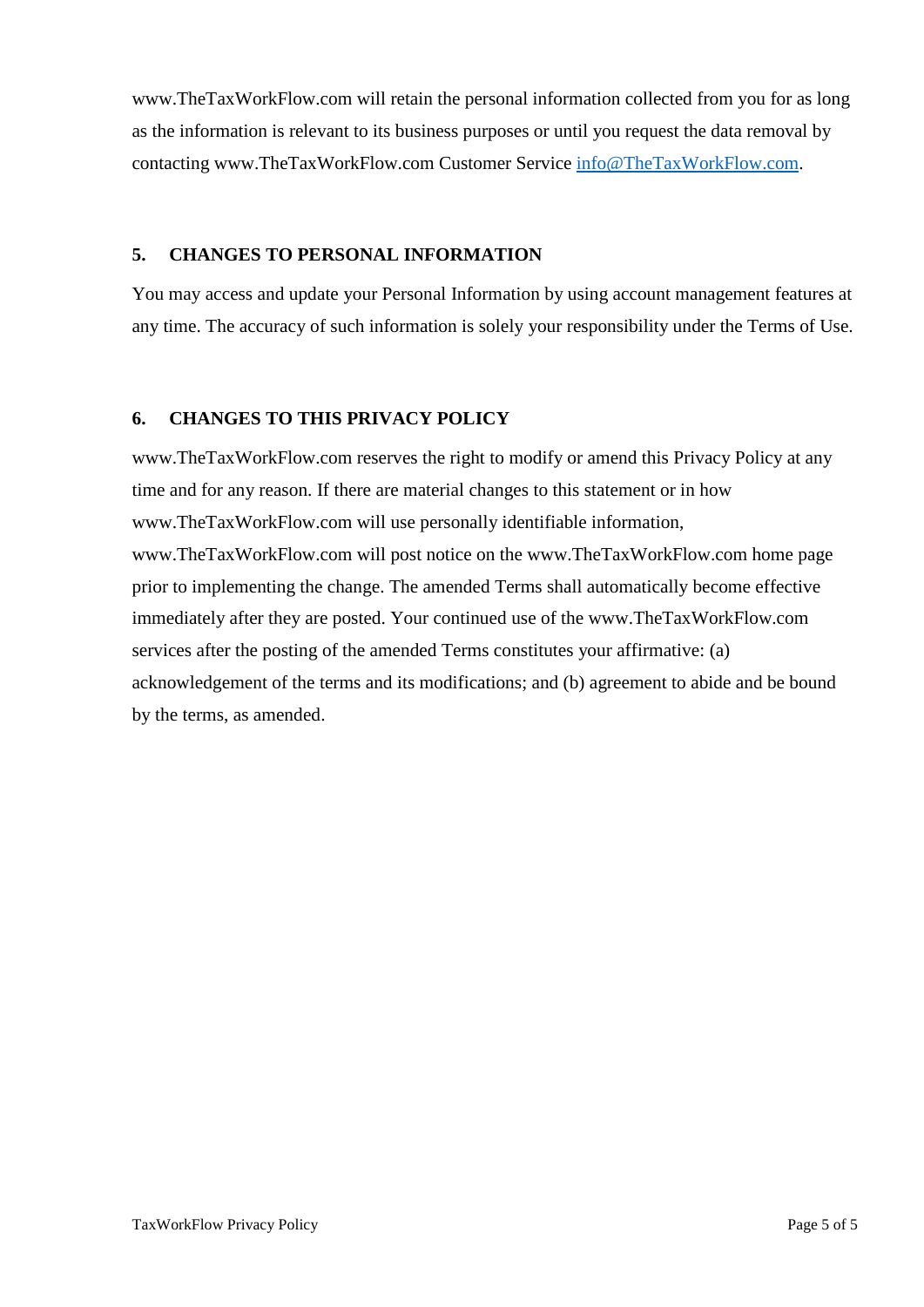www.TheTaxWorkFlow.com will retain the personal information collected from you for as long as the information is relevant to its business purposes or until you request the data removal by contacting www.TheTaxWorkFlow.com Customer Service [info@TheTaxWorkFlow.com](mailto:info@TheTaxWorkFlow.com).

## 5. CHANGES TO PERSONAL INFORMATION

You may access and update your Personal Information by using account management features at any time. The accuracy of such information is solely your responsibility under the Terms of Use.

## 6. CHANGES TO THIS PRIVACY POLICY

www.TheTaxWorkFlow.com reserves the right to modify or amend this Privacy Policy at any time and for any reason. If there are material changes to this statement or in how www.TheTaxWorkFlow.com will use personally identifiable information, www.TheTaxWorkFlow.com will post notice on the www.TheTaxWorkFlow.com home page prior to implementing the change. The amended Terms shall automatically become effective immediately after they are posted. Your continued use of the www.TheTaxWorkFlow.com services after the posting of the amended Terms constitutes your affirmative: (a) acknowledgement of the terms and its modifications; and (b) agreement to abide and be bound by the terms, as amended.